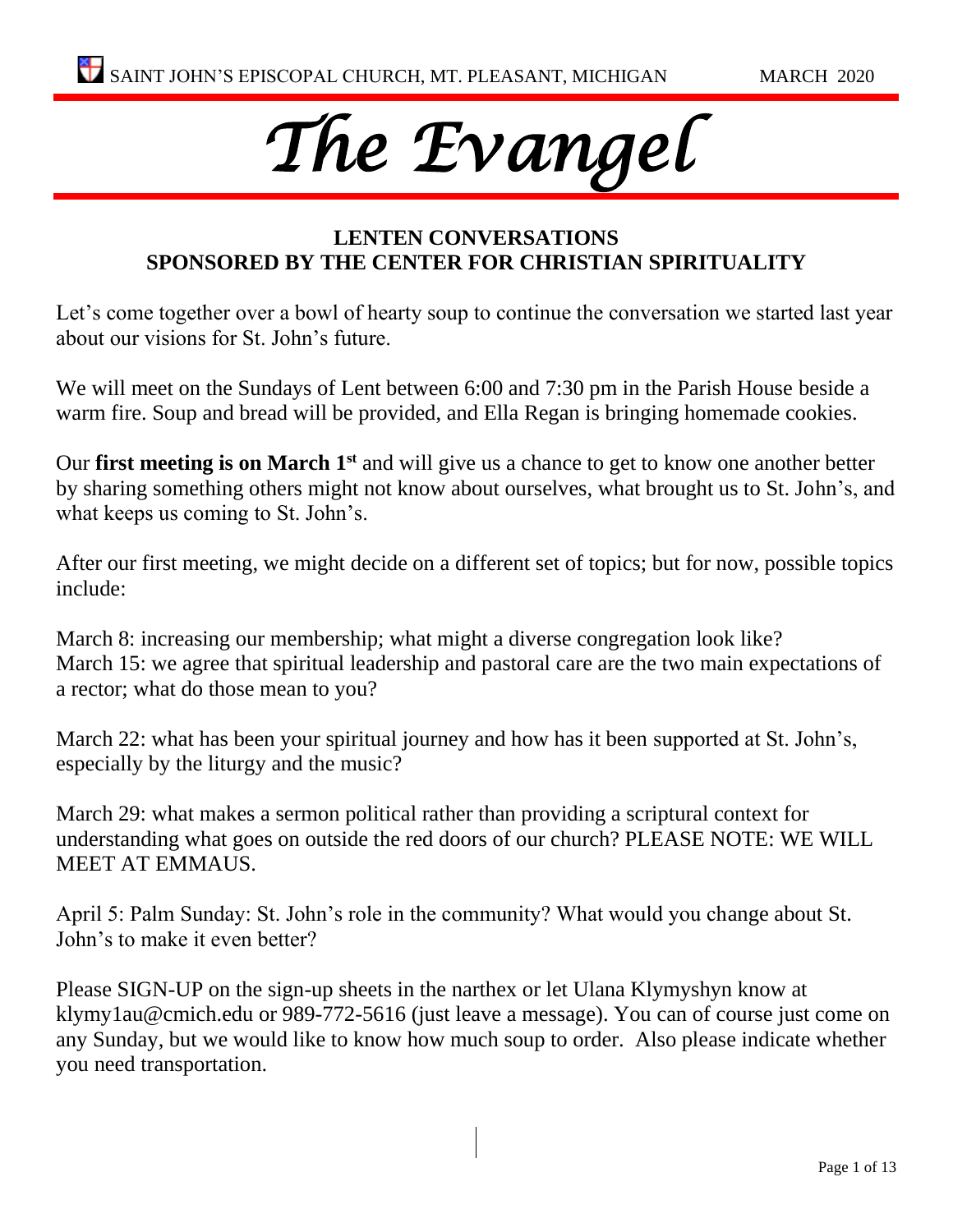SAINT JOHN'S EPISCOPAL CHURCH, MT. PLEASANT, MICHIGAN MARCH 2020

# *The Evangel*

## LENTEN CONVERSATIONS
## SPONSORED BY THE CENTER FOR CHRISTIAN SPIRITUALITY

Let's come together over a bowl of hearty soup to continue the conversation we started last year about our visions for St. John's future.

We will meet on the Sundays of Lent between 6:00 and 7:30 pm in the Parish House beside a warm fire. Soup and bread will be provided, and Ella Regan is bringing homemade cookies.

Our **first meeting is on March 1st** and will give us a chance to get to know one another better by sharing something others might not know about ourselves, what brought us to St. John's, and what keeps us coming to St. John's.

After our first meeting, we might decide on a different set of topics; but for now, possible topics include:

March 8: increasing our membership; what might a diverse congregation look like?
March 15: we agree that spiritual leadership and pastoral care are the two main expectations of a rector; what do those mean to you?

March 22: what has been your spiritual journey and how has it been supported at St. John's, especially by the liturgy and the music?

March 29: what makes a sermon political rather than providing a scriptural context for understanding what goes on outside the red doors of our church? PLEASE NOTE: WE WILL MEET AT EMMAUS.

April 5: Palm Sunday: St. John's role in the community? What would you change about St. John's to make it even better?

Please SIGN-UP on the sign-up sheets in the narthex or let Ulana Klymyshyn know at klymy1au@cmich.edu or 989-772-5616 (just leave a message). You can of course just come on any Sunday, but we would like to know how much soup to order. Also please indicate whether you need transportation.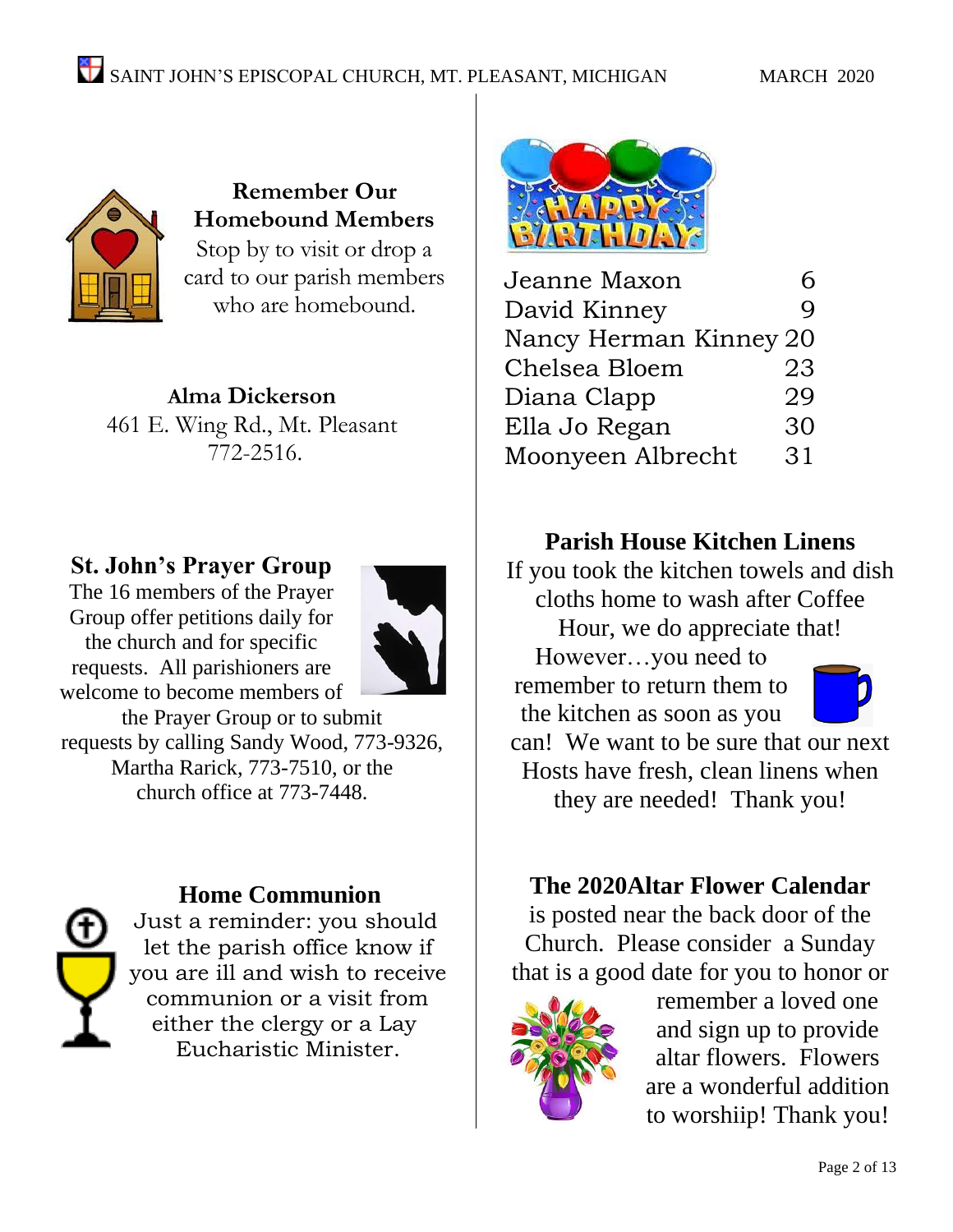## Remember Our Homebound Members

Stop by to visit or drop a card to our parish members who are homebound.

**Alma Dickerson**
461 E. Wing Rd., Mt. Pleasant
772-2516.

## St. John's Prayer Group

The 16 members of the Prayer Group offer petitions daily for the church and for specific requests. All parishioners are welcome to become members of the Prayer Group or to submit requests by calling Sandy Wood, 773-9326, Martha Rarick, 773-7510, or the church office at 773-7448.

## Home Communion

Just a reminder: you should let the parish office know if you are ill and wish to receive communion or a visit from either the clergy or a Lay Eucharistic Minister.

## Happy Birthday

| | |
|---|---|
| Jeanne Maxon | 6 |
| David Kinney | 9 |
| Nancy Herman Kinney | 20 |
| Chelsea Bloem | 23 |
| Diana Clapp | 29 |
| Ella Jo Regan | 30 |
| Moonyeen Albrecht | 31 |

## Parish House Kitchen Linens

If you took the kitchen towels and dish cloths home to wash after Coffee Hour, we do appreciate that! However…you need to remember to return them to the kitchen as soon as you can! We want to be sure that our next Hosts have fresh, clean linens when they are needed! Thank you!

## The 2020Altar Flower Calendar

is posted near the back door of the Church. Please consider a Sunday that is a good date for you to honor or remember a loved one and sign up to provide altar flowers. Flowers are a wonderful addition to worshiip! Thank you!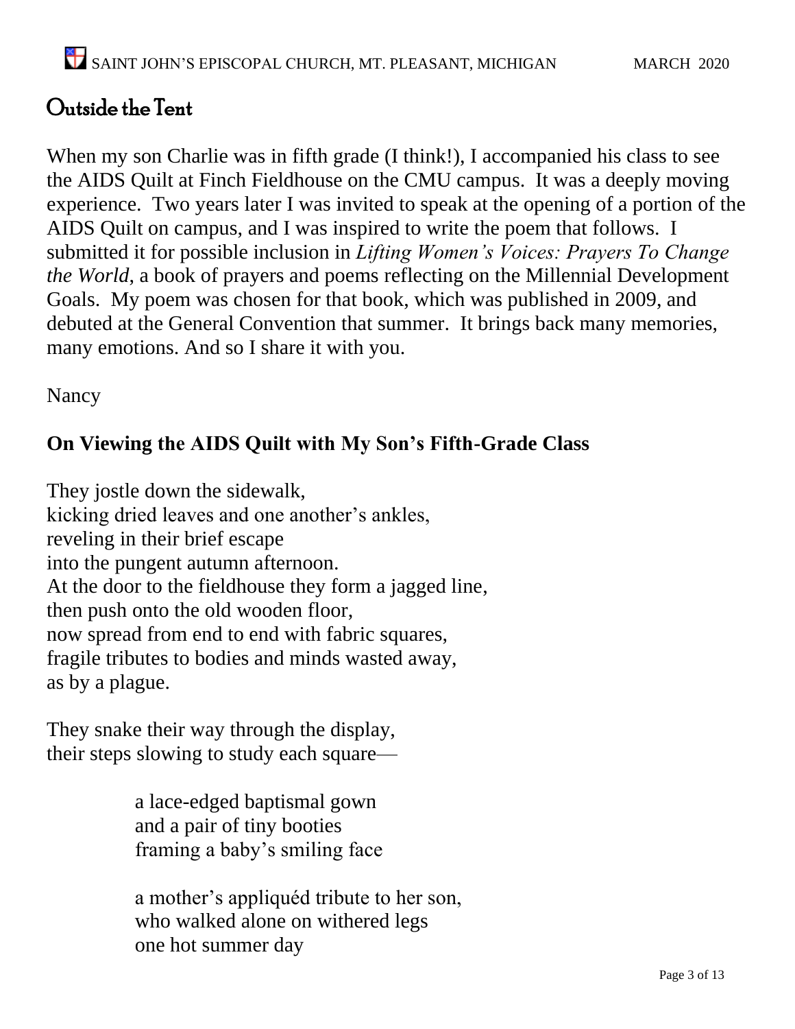## Outside the Tent

When my son Charlie was in fifth grade (I think!), I accompanied his class to see the AIDS Quilt at Finch Fieldhouse on the CMU campus. It was a deeply moving experience. Two years later I was invited to speak at the opening of a portion of the AIDS Quilt on campus, and I was inspired to write the poem that follows. I submitted it for possible inclusion in *Lifting Women's Voices: Prayers To Change the World*, a book of prayers and poems reflecting on the Millennial Development Goals. My poem was chosen for that book, which was published in 2009, and debuted at the General Convention that summer. It brings back many memories, many emotions. And so I share it with you.

Nancy

### On Viewing the AIDS Quilt with My Son's Fifth-Grade Class

They jostle down the sidewalk,  
kicking dried leaves and one another's ankles,  
reveling in their brief escape  
into the pungent autumn afternoon.  
At the door to the fieldhouse they form a jagged line,  
then push onto the old wooden floor,  
now spread from end to end with fabric squares,  
fragile tributes to bodies and minds wasted away,  
as by a plague.

They snake their way through the display,  
their steps slowing to study each square—

> a lace-edged baptismal gown  
> and a pair of tiny booties  
> framing a baby's smiling face
>
> a mother's appliquéd tribute to her son,  
> who walked alone on withered legs  
> one hot summer day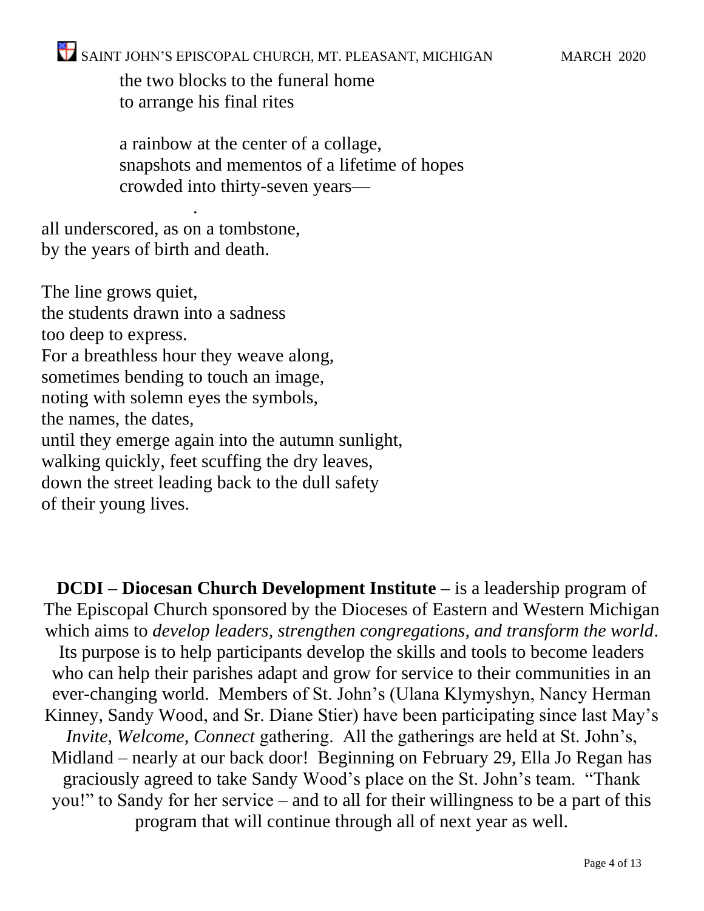the two blocks to the funeral home
to arrange his final rites

a rainbow at the center of a collage,
snapshots and mementos of a lifetime of hopes
crowded into thirty-seven years—

.

all underscored, as on a tombstone,
by the years of birth and death.

The line grows quiet,
the students drawn into a sadness
too deep to express.
For a breathless hour they weave along,
sometimes bending to touch an image,
noting with solemn eyes the symbols,
the names, the dates,
until they emerge again into the autumn sunlight,
walking quickly, feet scuffing the dry leaves,
down the street leading back to the dull safety
of their young lives.

**DCDI – Diocesan Church Development Institute –** is a leadership program of The Episcopal Church sponsored by the Dioceses of Eastern and Western Michigan which aims to *develop leaders, strengthen congregations, and transform the world*. Its purpose is to help participants develop the skills and tools to become leaders who can help their parishes adapt and grow for service to their communities in an ever-changing world. Members of St. John's (Ulana Klymyshyn, Nancy Herman Kinney, Sandy Wood, and Sr. Diane Stier) have been participating since last May's *Invite, Welcome, Connect* gathering. All the gatherings are held at St. John's, Midland – nearly at our back door! Beginning on February 29, Ella Jo Regan has graciously agreed to take Sandy Wood's place on the St. John's team. "Thank you!" to Sandy for her service – and to all for their willingness to be a part of this program that will continue through all of next year as well.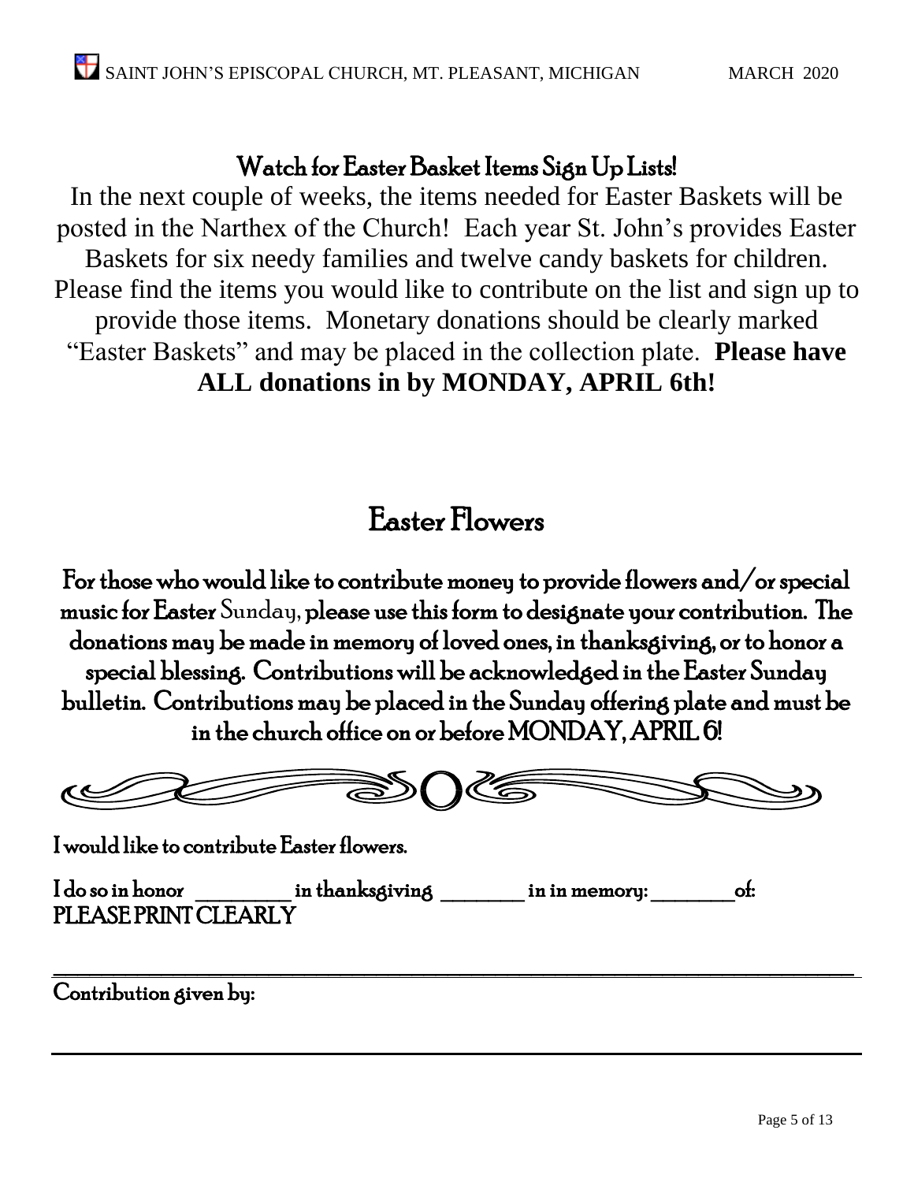## Watch for Easter Basket Items Sign Up Lists!

In the next couple of weeks, the items needed for Easter Baskets will be posted in the Narthex of the Church! Each year St. John's provides Easter Baskets for six needy families and twelve candy baskets for children. Please find the items you would like to contribute on the list and sign up to provide those items. Monetary donations should be clearly marked "Easter Baskets" and may be placed in the collection plate. **Please have ALL donations in by MONDAY, APRIL 6th!**

## Easter Flowers

For those who would like to contribute money to provide flowers and/or special music for Easter Sunday, please use this form to designate your contribution. The donations may be made in memory of loved ones, in thanksgiving, or to honor a special blessing. Contributions will be acknowledged in the Easter Sunday bulletin. Contributions may be placed in the Sunday offering plate and must be in the church office on or before MONDAY, APRIL 6!

I would like to contribute Easter flowers.

I do so in honor __________ in thanksgiving _________ in in memory: _________of:
PLEASE PRINT CLEARLY

_______________________________________________________________________________

Contribution given by:

_______________________________________________________________________________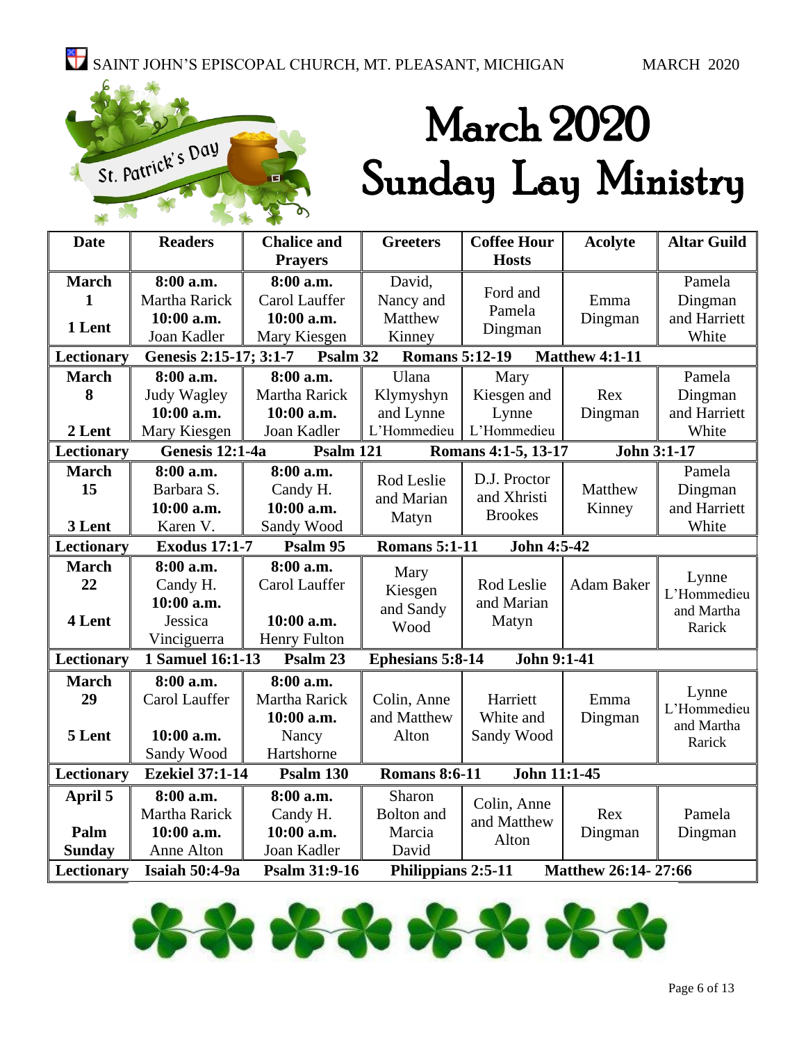# March 2020 Sunday Lay Ministry

| Date | Readers | Chalice and Prayers | Greeters | Coffee Hour Hosts | Acolyte | Altar Guild |
|---|---|---|---|---|---|---|
| **March 1** **1 Lent** | **8:00 a.m.** Martha Rarick **10:00 a.m.** Joan Kadler | **8:00 a.m.** Carol Lauffer **10:00 a.m.** Mary Kiesgen | David, Nancy and Matthew Kinney | Ford and Pamela Dingman | Emma Dingman | Pamela Dingman and Harriett White |
| **Lectionary** | **Genesis 2:15-17; 3:1-7** | **Psalm 32** | **Romans 5:12-19** | **Matthew 4:1-11** | | |
| **March 8** **2 Lent** | **8:00 a.m.** Judy Wagley **10:00 a.m.** Mary Kiesgen | **8:00 a.m.** Martha Rarick **10:00 a.m.** Joan Kadler | Ulana Klymyshyn and Lynne L'Hommedieu | Mary Kiesgen and Lynne L'Hommedieu | Rex Dingman | Pamela Dingman and Harriett White |
| **Lectionary** | **Genesis 12:1-4a** | **Psalm 121** | **Romans 4:1-5, 13-17** | **John 3:1-17** | | |
| **March 15** **3 Lent** | **8:00 a.m.** Barbara S. **10:00 a.m.** Karen V. | **8:00 a.m.** Candy H. **10:00 a.m.** Sandy Wood | Rod Leslie and Marian Matyn | D.J. Proctor and Xhristi Brookes | Matthew Kinney | Pamela Dingman and Harriett White |
| **Lectionary** | **Exodus 17:1-7** | **Psalm 95** | **Romans 5:1-11** | **John 4:5-42** | | |
| **March 22** **4 Lent** | **8:00 a.m.** Candy H. **10:00 a.m.** Jessica Vinciguerra | **8:00 a.m.** Carol Lauffer **10:00 a.m.** Henry Fulton | Mary Kiesgen and Sandy Wood | Rod Leslie and Marian Matyn | Adam Baker | Lynne L'Hommedieu and Martha Rarick |
| **Lectionary** | **1 Samuel 16:1-13** | **Psalm 23** | **Ephesians 5:8-14** | **John 9:1-41** | | |
| **March 29** **5 Lent** | **8:00 a.m.** Carol Lauffer **10:00 a.m.** Sandy Wood | **8:00 a.m.** Martha Rarick **10:00 a.m.** Nancy Hartshorne | Colin, Anne and Matthew Alton | Harriett White and Sandy Wood | Emma Dingman | Lynne L'Hommedieu and Martha Rarick |
| **Lectionary** | **Ezekiel 37:1-14** | **Psalm 130** | **Romans 8:6-11** | **John 11:1-45** | | |
| **April 5** **Palm Sunday** | **8:00 a.m.** Martha Rarick **10:00 a.m.** Anne Alton | **8:00 a.m.** Candy H. **10:00 a.m.** Joan Kadler | Sharon Bolton and Marcia David | Colin, Anne and Matthew Alton | Rex Dingman | Pamela Dingman |
| **Lectionary** | **Isaiah 50:4-9a** | **Psalm 31:9-16** | **Philippians 2:5-11** | **Matthew 26:14- 27:66** | | |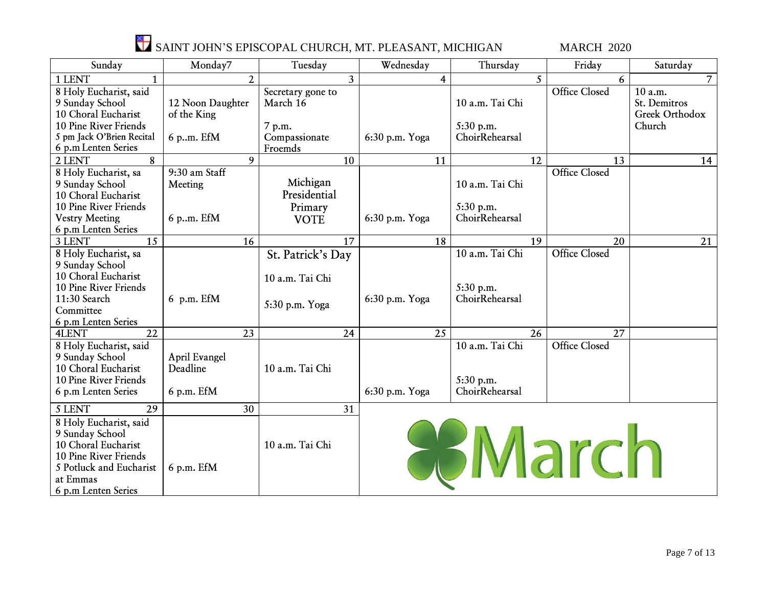# SAINT JOHN'S EPISCOPAL CHURCH, MT. PLEASANT, MICHIGAN — MARCH 2020

| Sunday | Monday7 | Tuesday | Wednesday | Thursday | Friday | Saturday |
|---|---|---|---|---|---|---|
| 1 LENT 1 | 2 | 3 | 4 | 5 | 6 | 7 |
| 8 Holy Eucharist, said<br>9 Sunday School<br>10 Choral Eucharist<br>10 Pine River Friends<br>5 pm Jack O'Brien Recital<br>6 p.m Lenten Series | 12 Noon Daughter of the King<br><br>6 p..m. EfM | Secretary gone to March 16<br><br>7 p.m. Compassionate Froemds | 6:30 p.m. Yoga | 10 a.m. Tai Chi<br><br>5:30 p.m. ChoirRehearsal | Office Closed | 10 a.m. St. Demitros Greek Orthodox Church |
| 2 LENT 8 | 9 | 10 | 11 | 12 | 13 | 14 |
| 8 Holy Eucharist, sa<br>9 Sunday School<br>10 Choral Eucharist<br>10 Pine River Friends<br>Vestry Meeting<br>6 p.m Lenten Series | 9:30 am Staff Meeting<br><br>6 p..m. EfM | Michigan Presidential Primary VOTE | 6:30 p.m. Yoga | 10 a.m. Tai Chi<br><br>5:30 p.m. ChoirRehearsal | Office Closed | |
| 3 LENT 15 | 16 | 17 | 18 | 19 | 20 | 21 |
| 8 Holy Eucharist, sa<br>9 Sunday School<br>10 Choral Eucharist<br>10 Pine River Friends<br>11:30 Search Committee<br>6 p.m Lenten Series | 6 p.m. EfM | St. Patrick's Day<br><br>10 a.m. Tai Chi<br><br>5:30 p.m. Yoga | 6:30 p.m. Yoga | 10 a.m. Tai Chi<br><br>5:30 p.m. ChoirRehearsal | Office Closed | |
| 4LENT 22 | 23 | 24 | 25 | 26 | 27 | |
| 8 Holy Eucharist, said<br>9 Sunday School<br>10 Choral Eucharist<br>10 Pine River Friends<br>6 p.m Lenten Series | April Evangel Deadline<br><br>6 p.m. EfM | 10 a.m. Tai Chi | 6:30 p.m. Yoga | 10 a.m. Tai Chi<br><br>5:30 p.m. ChoirRehearsal | Office Closed | |
| 5 LENT 29 | 30 | 31 | March | | | |
| 8 Holy Eucharist, said<br>9 Sunday School<br>10 Choral Eucharist<br>10 Pine River Friends<br>5 Potluck and Eucharist at Emmas<br>6 p.m Lenten Series | 6 p.m. EfM | 10 a.m. Tai Chi | | | | |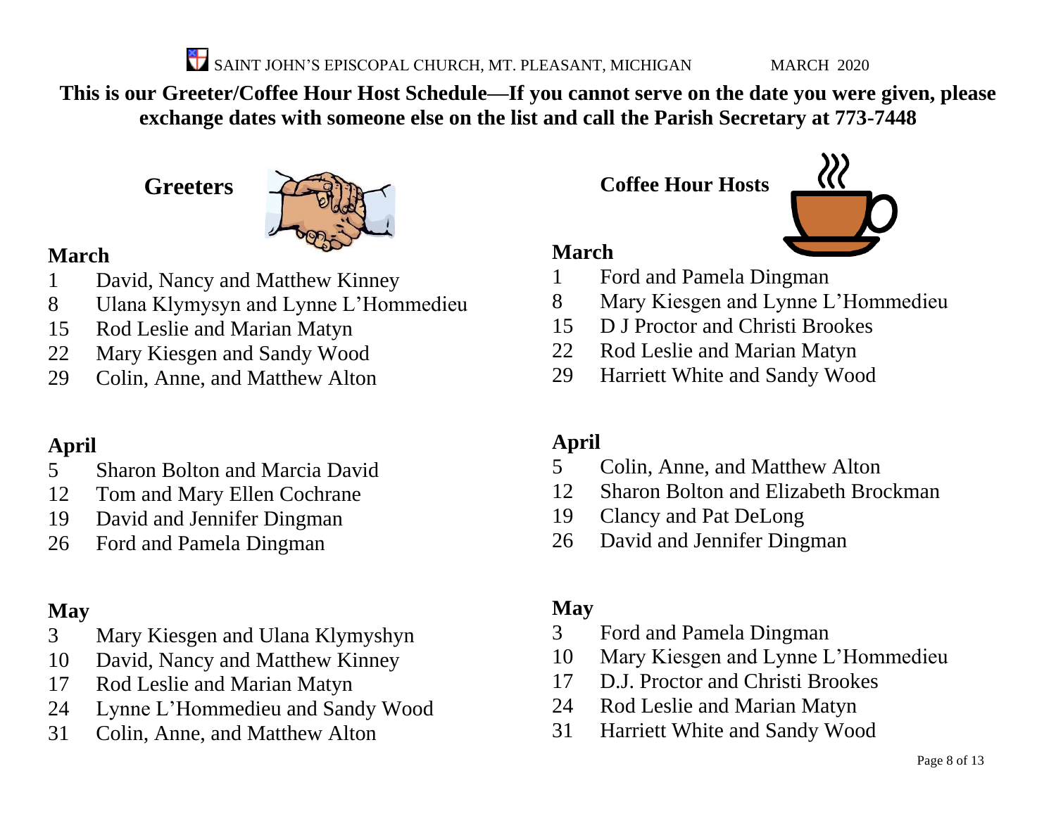SAINT JOHN'S EPISCOPAL CHURCH, MT. PLEASANT, MICHIGAN MARCH 2020

**This is our Greeter/Coffee Hour Host Schedule—If you cannot serve on the date you were given, please exchange dates with someone else on the list and call the Parish Secretary at 773-7448**

## Greeters

### March

1 David, Nancy and Matthew Kinney
8 Ulana Klymysyn and Lynne L'Hommedieu
15 Rod Leslie and Marian Matyn
22 Mary Kiesgen and Sandy Wood
29 Colin, Anne, and Matthew Alton

### April

5 Sharon Bolton and Marcia David
12 Tom and Mary Ellen Cochrane
19 David and Jennifer Dingman
26 Ford and Pamela Dingman

### May

3 Mary Kiesgen and Ulana Klymyshyn
10 David, Nancy and Matthew Kinney
17 Rod Leslie and Marian Matyn
24 Lynne L'Hommedieu and Sandy Wood
31 Colin, Anne, and Matthew Alton

## Coffee Hour Hosts

### March

1 Ford and Pamela Dingman
8 Mary Kiesgen and Lynne L'Hommedieu
15 D J Proctor and Christi Brookes
22 Rod Leslie and Marian Matyn
29 Harriett White and Sandy Wood

### April

5 Colin, Anne, and Matthew Alton
12 Sharon Bolton and Elizabeth Brockman
19 Clancy and Pat DeLong
26 David and Jennifer Dingman

### May

3 Ford and Pamela Dingman
10 Mary Kiesgen and Lynne L'Hommedieu
17 D.J. Proctor and Christi Brookes
24 Rod Leslie and Marian Matyn
31 Harriett White and Sandy Wood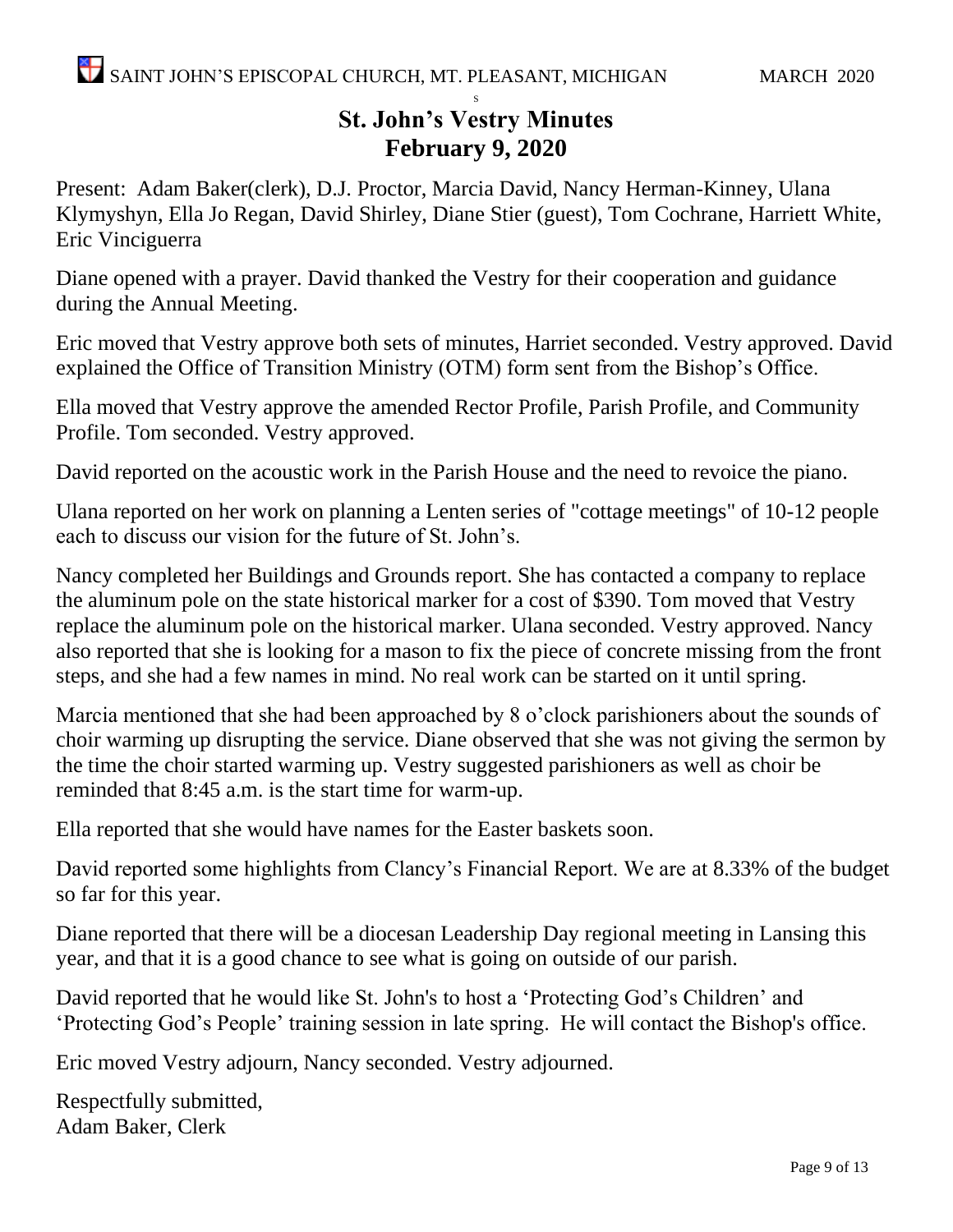# St. John's Vestry Minutes
## February 9, 2020

Present: Adam Baker(clerk), D.J. Proctor, Marcia David, Nancy Herman-Kinney, Ulana Klymyshyn, Ella Jo Regan, David Shirley, Diane Stier (guest), Tom Cochrane, Harriett White, Eric Vinciguerra

Diane opened with a prayer. David thanked the Vestry for their cooperation and guidance during the Annual Meeting.

Eric moved that Vestry approve both sets of minutes, Harriet seconded. Vestry approved. David explained the Office of Transition Ministry (OTM) form sent from the Bishop's Office.

Ella moved that Vestry approve the amended Rector Profile, Parish Profile, and Community Profile. Tom seconded. Vestry approved.

David reported on the acoustic work in the Parish House and the need to revoice the piano.

Ulana reported on her work on planning a Lenten series of "cottage meetings" of 10-12 people each to discuss our vision for the future of St. John's.

Nancy completed her Buildings and Grounds report. She has contacted a company to replace the aluminum pole on the state historical marker for a cost of $390. Tom moved that Vestry replace the aluminum pole on the historical marker. Ulana seconded. Vestry approved. Nancy also reported that she is looking for a mason to fix the piece of concrete missing from the front steps, and she had a few names in mind. No real work can be started on it until spring.

Marcia mentioned that she had been approached by 8 o'clock parishioners about the sounds of choir warming up disrupting the service. Diane observed that she was not giving the sermon by the time the choir started warming up. Vestry suggested parishioners as well as choir be reminded that 8:45 a.m. is the start time for warm-up.

Ella reported that she would have names for the Easter baskets soon.

David reported some highlights from Clancy's Financial Report. We are at 8.33% of the budget so far for this year.

Diane reported that there will be a diocesan Leadership Day regional meeting in Lansing this year, and that it is a good chance to see what is going on outside of our parish.

David reported that he would like St. John's to host a 'Protecting God's Children' and 'Protecting God's People' training session in late spring. He will contact the Bishop's office.

Eric moved Vestry adjourn, Nancy seconded. Vestry adjourned.

Respectfully submitted,
Adam Baker, Clerk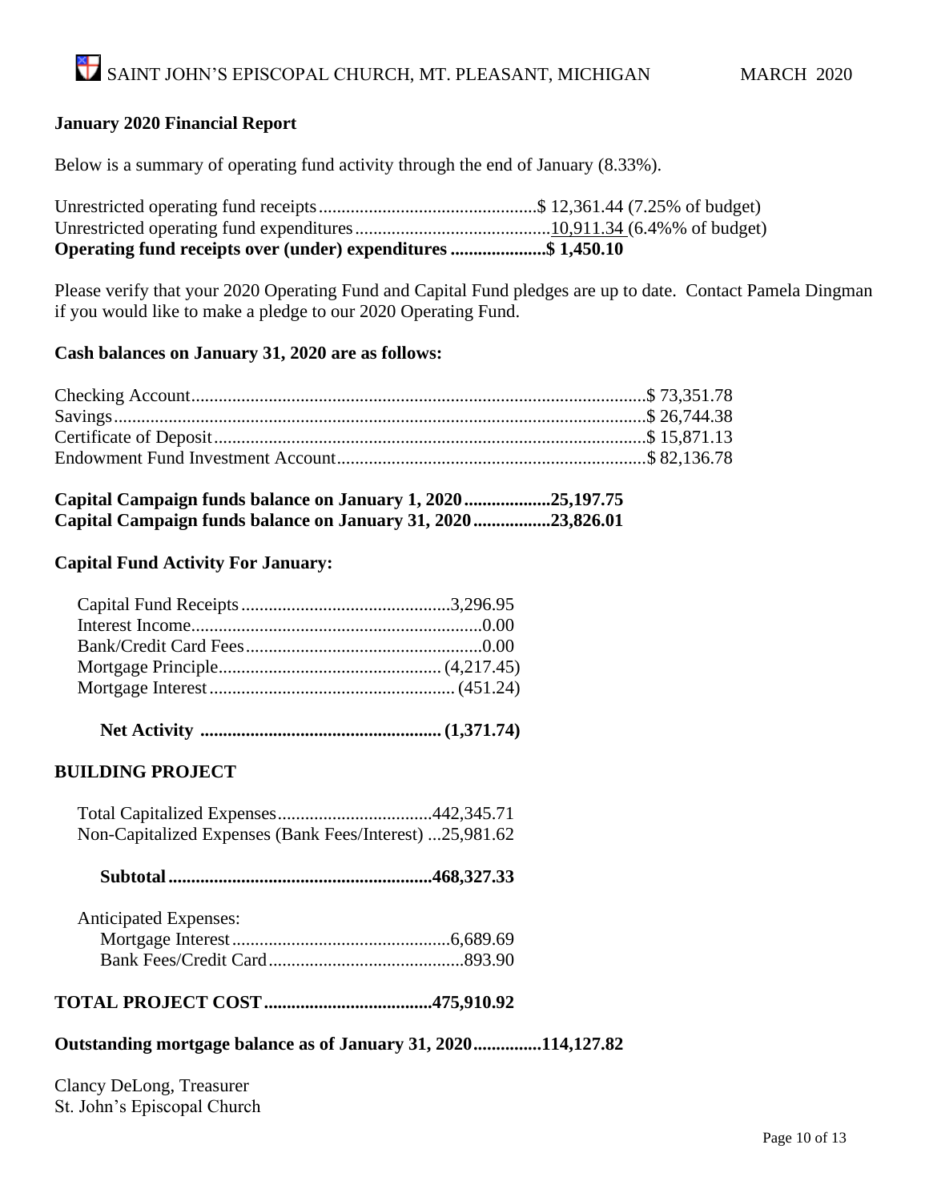## January 2020 Financial Report

Below is a summary of operating fund activity through the end of January (8.33%).

| | | |
|---|---|---|
| Unrestricted operating fund receipts | $ 12,361.44 | (7.25% of budget) |
| Unrestricted operating fund expenditures | 10,911.34 | (6.4%% of budget) |
| **Operating fund receipts over (under) expenditures** | **$ 1,450.10** | |

Please verify that your 2020 Operating Fund and Capital Fund pledges are up to date. Contact Pamela Dingman if you would like to make a pledge to our 2020 Operating Fund.

**Cash balances on January 31, 2020 are as follows:**

| | |
|---|---|
| Checking Account | $ 73,351.78 |
| Savings | $ 26,744.38 |
| Certificate of Deposit | $ 15,871.13 |
| Endowment Fund Investment Account | $ 82,136.78 |

**Capital Campaign funds balance on January 1, 2020...................25,197.75**
**Capital Campaign funds balance on January 31, 2020.................23,826.01**

**Capital Fund Activity For January:**

| | |
|---|---|
| Capital Fund Receipts | 3,296.95 |
| Interest Income | 0.00 |
| Bank/Credit Card Fees | 0.00 |
| Mortgage Principle | (4,217.45) |
| Mortgage Interest | (451.24) |
| **Net Activity** | **(1,371.74)** |

## BUILDING PROJECT

| | |
|---|---|
| Total Capitalized Expenses | 442,345.71 |
| Non-Capitalized Expenses (Bank Fees/Interest) | 25,981.62 |
| **Subtotal** | **468,327.33** |
| Anticipated Expenses: | |
| Mortgage Interest | 6,689.69 |
| Bank Fees/Credit Card | 893.90 |
| **TOTAL PROJECT COST** | **475,910.92** |

**Outstanding mortgage balance as of January 31, 2020..............114,127.82**

Clancy DeLong, Treasurer
St. John's Episcopal Church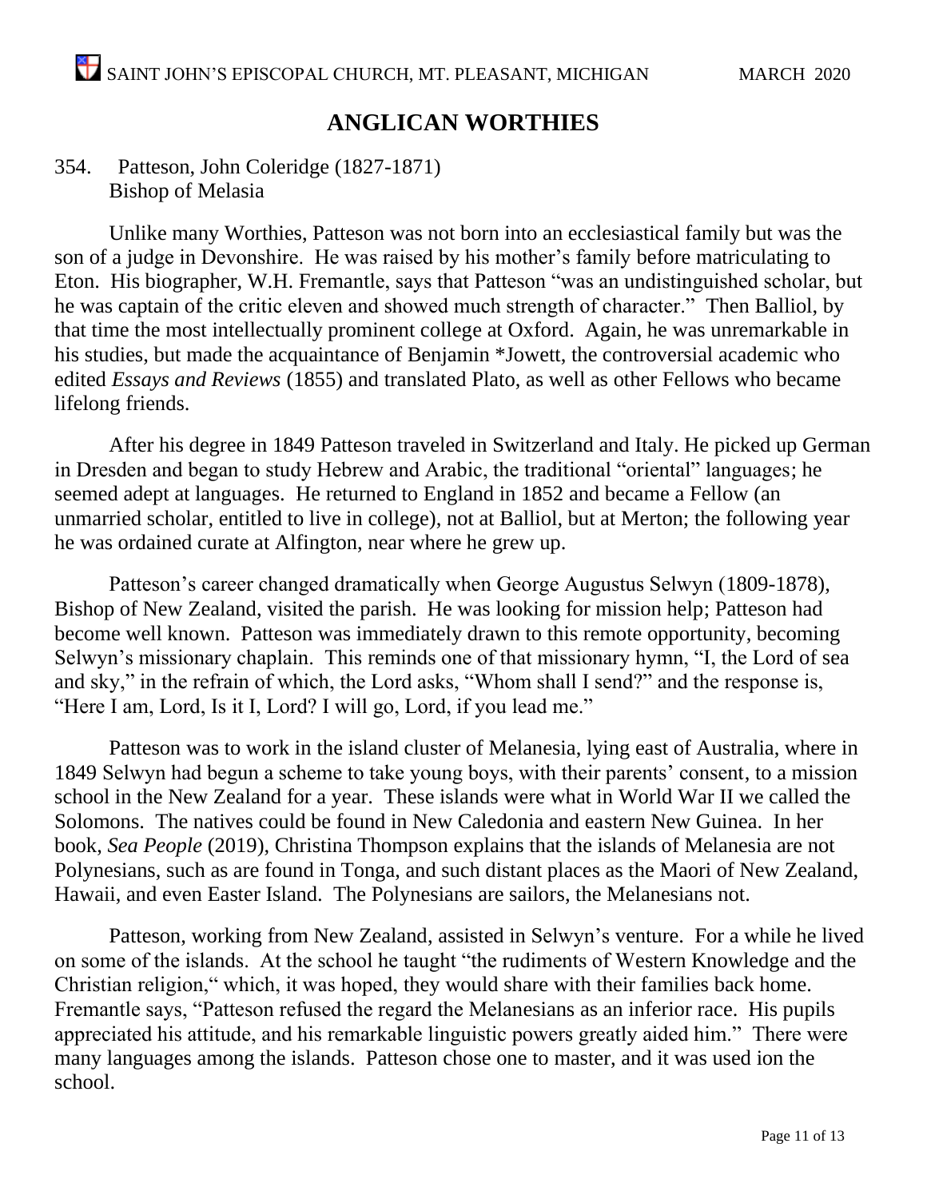## ANGLICAN WORTHIES

354. Patteson, John Coleridge (1827-1871)
Bishop of Melasia

Unlike many Worthies, Patteson was not born into an ecclesiastical family but was the son of a judge in Devonshire. He was raised by his mother's family before matriculating to Eton. His biographer, W.H. Fremantle, says that Patteson "was an undistinguished scholar, but he was captain of the critic eleven and showed much strength of character." Then Balliol, by that time the most intellectually prominent college at Oxford. Again, he was unremarkable in his studies, but made the acquaintance of Benjamin *Jowett, the controversial academic who edited *Essays and Reviews* (1855) and translated Plato, as well as other Fellows who became lifelong friends.

After his degree in 1849 Patteson traveled in Switzerland and Italy. He picked up German in Dresden and began to study Hebrew and Arabic, the traditional "oriental" languages; he seemed adept at languages. He returned to England in 1852 and became a Fellow (an unmarried scholar, entitled to live in college), not at Balliol, but at Merton; the following year he was ordained curate at Alfington, near where he grew up.

Patteson's career changed dramatically when George Augustus Selwyn (1809-1878), Bishop of New Zealand, visited the parish. He was looking for mission help; Patteson had become well known. Patteson was immediately drawn to this remote opportunity, becoming Selwyn's missionary chaplain. This reminds one of that missionary hymn, "I, the Lord of sea and sky," in the refrain of which, the Lord asks, "Whom shall I send?" and the response is, "Here I am, Lord, Is it I, Lord? I will go, Lord, if you lead me."

Patteson was to work in the island cluster of Melanesia, lying east of Australia, where in 1849 Selwyn had begun a scheme to take young boys, with their parents' consent, to a mission school in the New Zealand for a year. These islands were what in World War II we called the Solomons. The natives could be found in New Caledonia and eastern New Guinea. In her book, *Sea People* (2019), Christina Thompson explains that the islands of Melanesia are not Polynesians, such as are found in Tonga, and such distant places as the Maori of New Zealand, Hawaii, and even Easter Island. The Polynesians are sailors, the Melanesians not.

Patteson, working from New Zealand, assisted in Selwyn's venture. For a while he lived on some of the islands. At the school he taught "the rudiments of Western Knowledge and the Christian religion," which, it was hoped, they would share with their families back home. Fremantle says, "Patteson refused the regard the Melanesians as an inferior race. His pupils appreciated his attitude, and his remarkable linguistic powers greatly aided him." There were many languages among the islands. Patteson chose one to master, and it was used ion the school.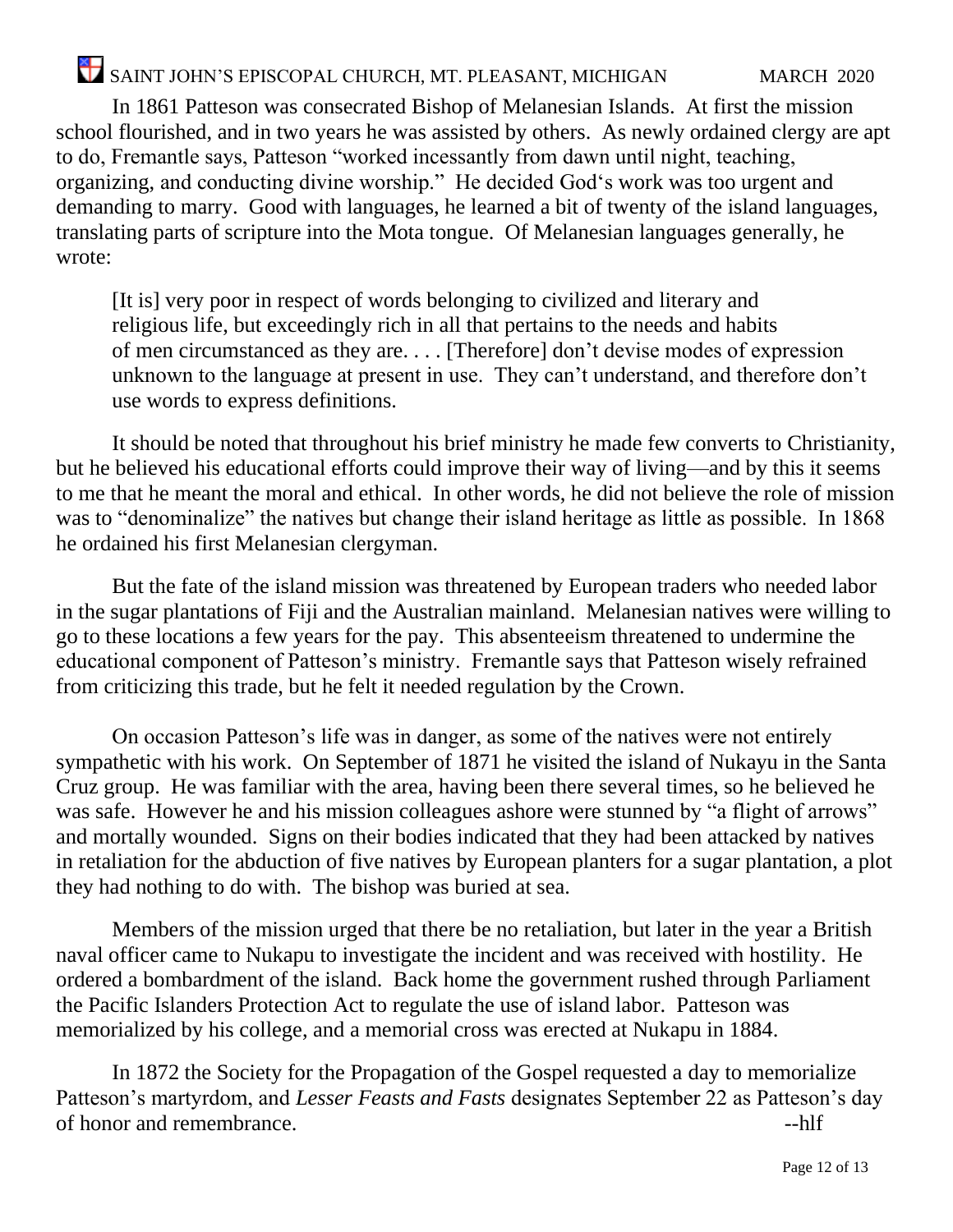In 1861 Patteson was consecrated Bishop of Melanesian Islands. At first the mission school flourished, and in two years he was assisted by others. As newly ordained clergy are apt to do, Fremantle says, Patteson "worked incessantly from dawn until night, teaching, organizing, and conducting divine worship." He decided God's work was too urgent and demanding to marry. Good with languages, he learned a bit of twenty of the island languages, translating parts of scripture into the Mota tongue. Of Melanesian languages generally, he wrote:

> [It is] very poor in respect of words belonging to civilized and literary and religious life, but exceedingly rich in all that pertains to the needs and habits of men circumstanced as they are. . . . [Therefore] don't devise modes of expression unknown to the language at present in use. They can't understand, and therefore don't use words to express definitions.

It should be noted that throughout his brief ministry he made few converts to Christianity, but he believed his educational efforts could improve their way of living—and by this it seems to me that he meant the moral and ethical. In other words, he did not believe the role of mission was to "denominalize" the natives but change their island heritage as little as possible. In 1868 he ordained his first Melanesian clergyman.

But the fate of the island mission was threatened by European traders who needed labor in the sugar plantations of Fiji and the Australian mainland. Melanesian natives were willing to go to these locations a few years for the pay. This absenteeism threatened to undermine the educational component of Patteson's ministry. Fremantle says that Patteson wisely refrained from criticizing this trade, but he felt it needed regulation by the Crown.

On occasion Patteson's life was in danger, as some of the natives were not entirely sympathetic with his work. On September of 1871 he visited the island of Nukayu in the Santa Cruz group. He was familiar with the area, having been there several times, so he believed he was safe. However he and his mission colleagues ashore were stunned by "a flight of arrows" and mortally wounded. Signs on their bodies indicated that they had been attacked by natives in retaliation for the abduction of five natives by European planters for a sugar plantation, a plot they had nothing to do with. The bishop was buried at sea.

Members of the mission urged that there be no retaliation, but later in the year a British naval officer came to Nukapu to investigate the incident and was received with hostility. He ordered a bombardment of the island. Back home the government rushed through Parliament the Pacific Islanders Protection Act to regulate the use of island labor. Patteson was memorialized by his college, and a memorial cross was erected at Nukapu in 1884.

In 1872 the Society for the Propagation of the Gospel requested a day to memorialize Patteson's martyrdom, and *Lesser Feasts and Fasts* designates September 22 as Patteson's day of honor and remembrance. --hlf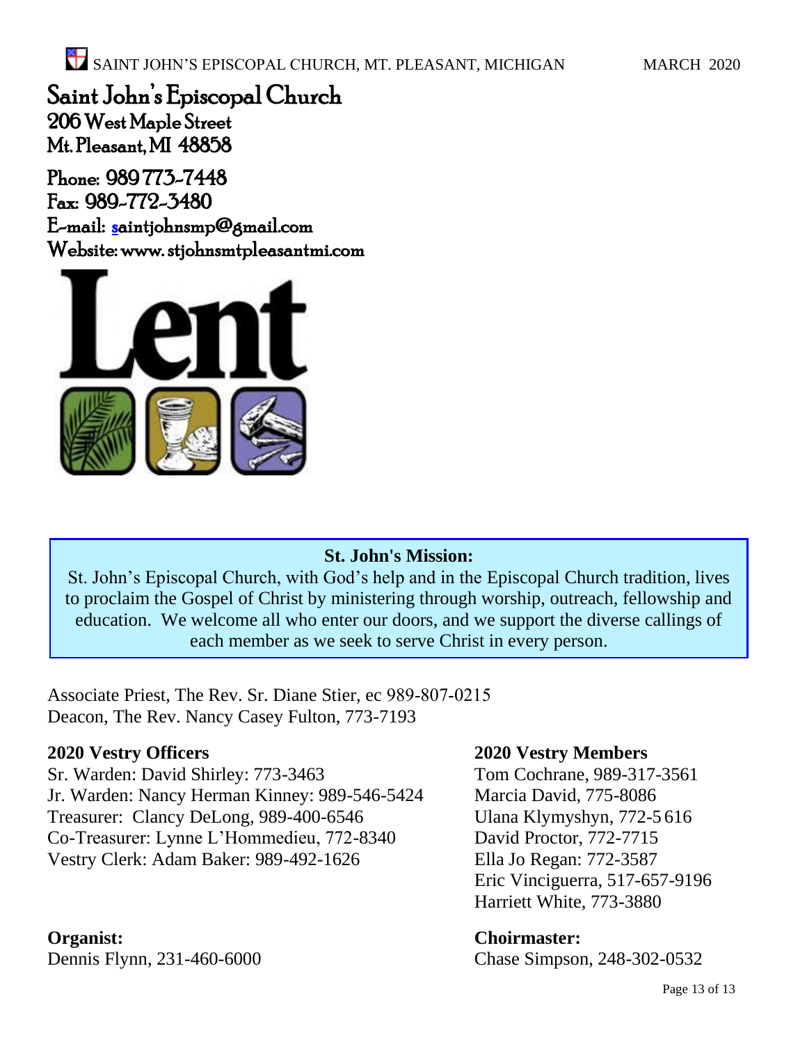# Saint John's Episcopal Church

206 West Maple Street
Mt. Pleasant, MI 48858

Phone: 989 773-7448
Fax: 989-772-3480
E-mail: saintjohnsmp@gmail.com
Website: www. stjohnsmtpleasantmi.com

Lent

**St. John's Mission:**

St. John's Episcopal Church, with God's help and in the Episcopal Church tradition, lives to proclaim the Gospel of Christ by ministering through worship, outreach, fellowship and education. We welcome all who enter our doors, and we support the diverse callings of each member as we seek to serve Christ in every person.

Associate Priest, The Rev. Sr. Diane Stier, ec 989-807-0215
Deacon, The Rev. Nancy Casey Fulton, 773-7193

**2020 Vestry Officers**

Sr. Warden: David Shirley: 773-3463
Jr. Warden: Nancy Herman Kinney: 989-546-5424
Treasurer: Clancy DeLong, 989-400-6546
Co-Treasurer: Lynne L'Hommedieu, 772-8340
Vestry Clerk: Adam Baker: 989-492-1626

**2020 Vestry Members**

Tom Cochrane, 989-317-3561
Marcia David, 775-8086
Ulana Klymyshyn, 772-5 616
David Proctor, 772-7715
Ella Jo Regan: 772-3587
Eric Vinciguerra, 517-657-9196
Harriett White, 773-3880

**Organist:**
Dennis Flynn, 231-460-6000

**Choirmaster:**
Chase Simpson, 248-302-0532